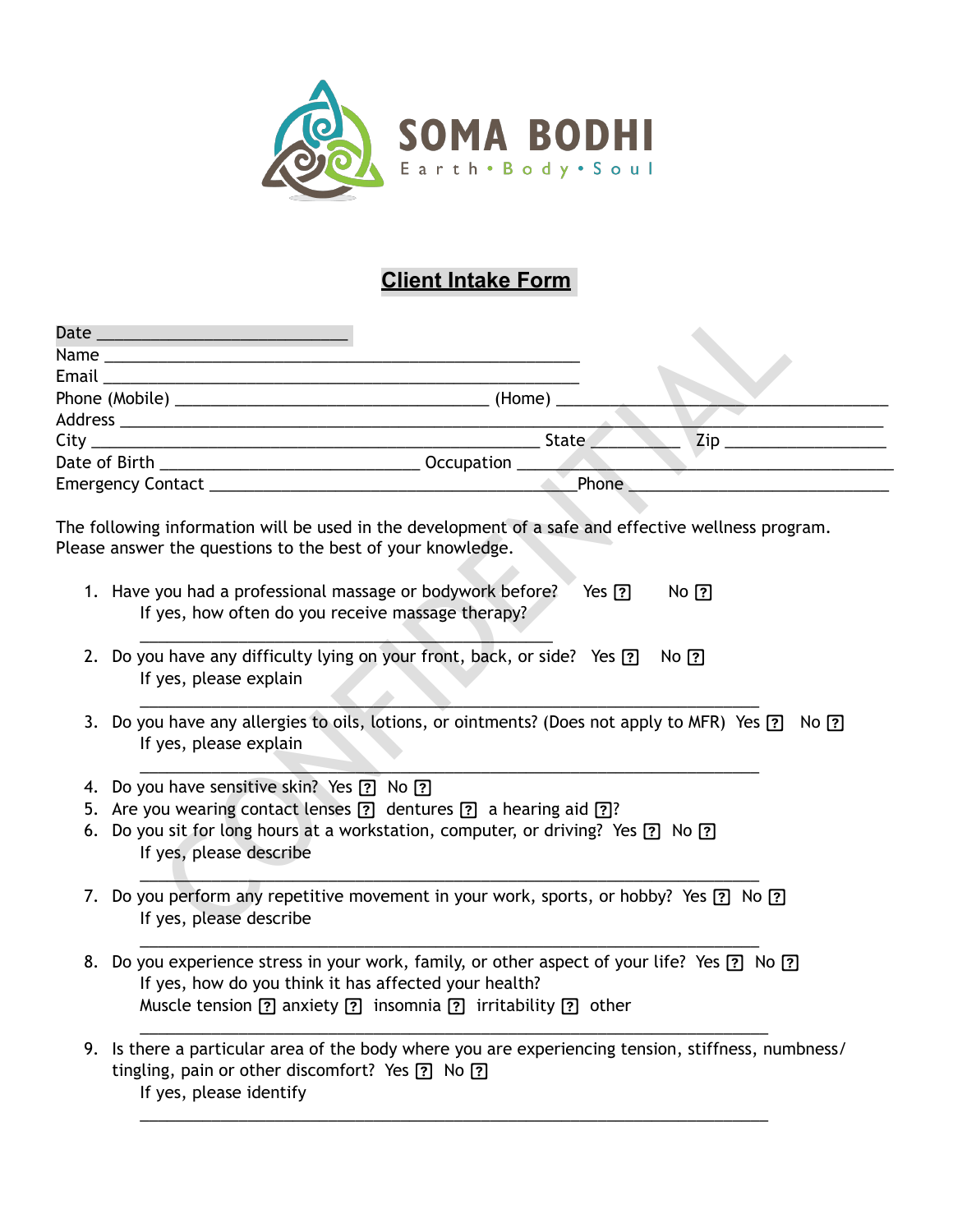SOMA BODHI

Earth • Body • Soul

# Client Intake Form

Date ___________________________
Name ____________________________________________________
Email ____________________________________________________
Phone (Mobile) __________________________________ (Home) ____________________________________
Address ____________________________________________________________________________________
City ________________________________________________ State _________ Zip _________________
Date of Birth ____________________________ Occupation ________________________________________
Emergency Contact ________________________________________ Phone ___________________________

The following information will be used in the development of a safe and effective wellness program. Please answer the questions to the best of your knowledge.

1. Have you had a professional massage or bodywork before? Yes ☐ No ☐
   If yes, how often do you receive massage therapy?
   ____________________________________________
2. Do you have any difficulty lying on your front, back, or side? Yes ☐ No ☐
   If yes, please explain
   ____________________________________________________________________
3. Do you have any allergies to oils, lotions, or ointments? (Does not apply to MFR) Yes ☐ No ☐
   If yes, please explain
   ____________________________________________________________________
4. Do you have sensitive skin? Yes ☐ No ☐
5. Are you wearing contact lenses ☐ dentures ☐ a hearing aid ☐?
6. Do you sit for long hours at a workstation, computer, or driving? Yes ☐ No ☐
   If yes, please describe
   ____________________________________________________________________
7. Do you perform any repetitive movement in your work, sports, or hobby? Yes ☐ No ☐
   If yes, please describe
   ____________________________________________________________________
8. Do you experience stress in your work, family, or other aspect of your life? Yes ☐ No ☐
   If yes, how do you think it has affected your health?
   Muscle tension ☐ anxiety ☐ insomnia ☐ irritability ☐ other
   ____________________________________________________________________
9. Is there a particular area of the body where you are experiencing tension, stiffness, numbness/tingling, pain or other discomfort? Yes ☐ No ☐
   If yes, please identify
   ____________________________________________________________________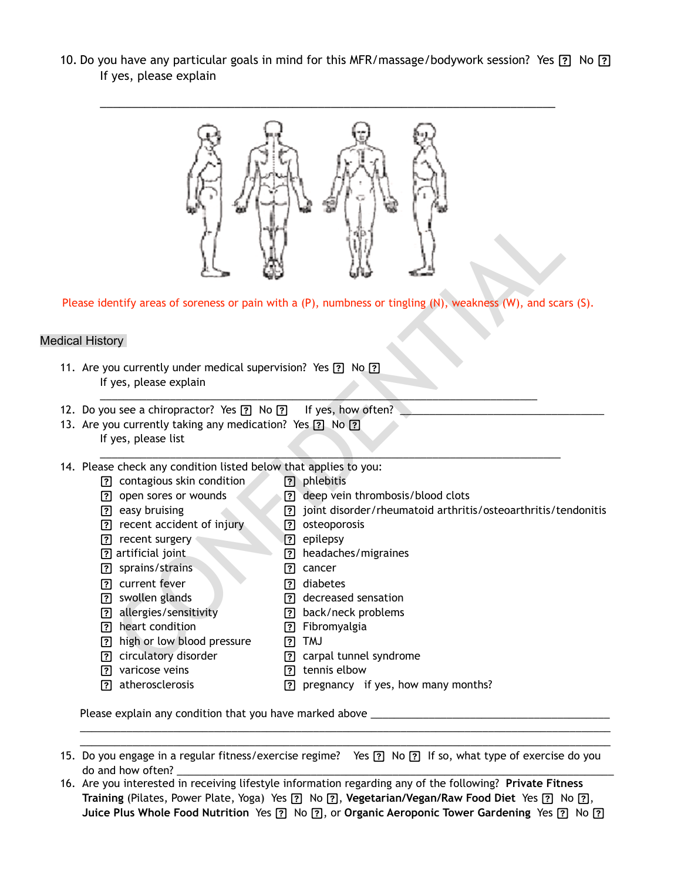10. Do you have any particular goals in mind for this MFR/massage/bodywork session? Yes ☐ No ☐
    If yes, please explain

    ________________________________________________________________________________

Please identify areas of soreness or pain with a (P), numbness or tingling (N), weakness (W), and scars (S).

## Medical History

11. Are you currently under medical supervision? Yes ☐ No ☐
    If yes, please explain
    ________________________________________________________________________________
12. Do you see a chiropractor? Yes ☐ No ☐ If yes, how often? ________________________________
13. Are you currently taking any medication? Yes ☐ No ☐
    If yes, please list
    ________________________________________________________________________________
14. Please check any condition listed below that applies to you:

| | |
|---|---|
| ☐ contagious skin condition | ☐ phlebitis |
| ☐ open sores or wounds | ☐ deep vein thrombosis/blood clots |
| ☐ easy bruising | ☐ joint disorder/rheumatoid arthritis/osteoarthritis/tendonitis |
| ☐ recent accident of injury | ☐ osteoporosis |
| ☐ recent surgery | ☐ epilepsy |
| ☐ artificial joint | ☐ headaches/migraines |
| ☐ sprains/strains | ☐ cancer |
| ☐ current fever | ☐ diabetes |
| ☐ swollen glands | ☐ decreased sensation |
| ☐ allergies/sensitivity | ☐ back/neck problems |
| ☐ heart condition | ☐ Fibromyalgia |
| ☐ high or low blood pressure | ☐ TMJ |
| ☐ circulatory disorder | ☐ carpal tunnel syndrome |
| ☐ varicose veins | ☐ tennis elbow |
| ☐ atherosclerosis | ☐ pregnancy if yes, how many months? |

Please explain any condition that you have marked above ________________________________________
________________________________________________________________________________
________________________________________________________________________________

15. Do you engage in a regular fitness/exercise regime? Yes ☐ No ☐ If so, what type of exercise do you do and how often? ________________________________________________________________
16. Are you interested in receiving lifestyle information regarding any of the following? **Private Fitness Training** (Pilates, Power Plate, Yoga) Yes ☐ No ☐, **Vegetarian/Vegan/Raw Food Diet** Yes ☐ No ☐, **Juice Plus Whole Food Nutrition** Yes ☐ No ☐, or **Organic Aeroponic Tower Gardening** Yes ☐ No ☐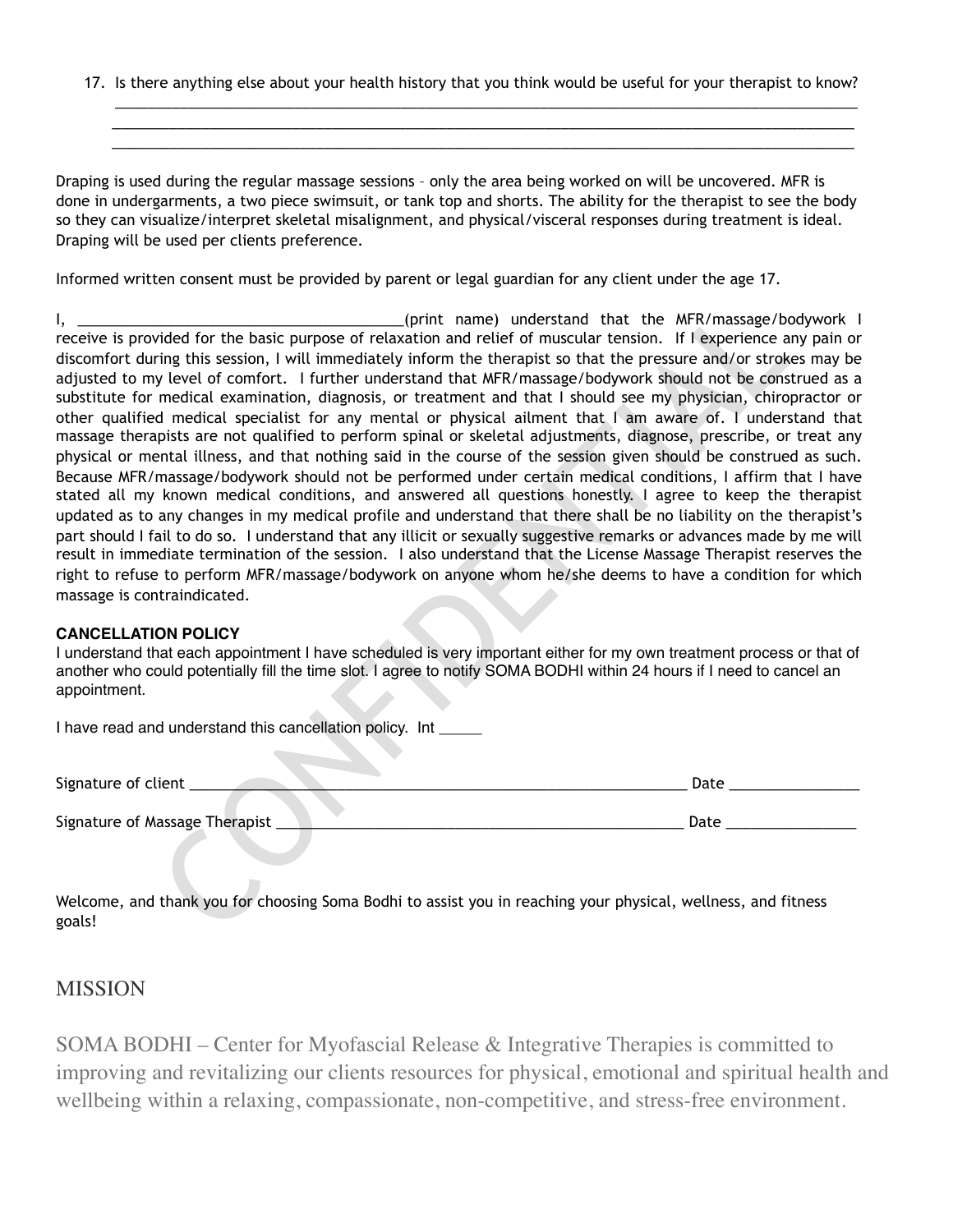17. Is there anything else about your health history that you think would be useful for your therapist to know?
_______________________________________________________________________________________
_______________________________________________________________________________________
_______________________________________________________________________________________

Draping is used during the regular massage sessions – only the area being worked on will be uncovered. MFR is done in undergarments, a two piece swimsuit, or tank top and shorts. The ability for the therapist to see the body so they can visualize/interpret skeletal misalignment, and physical/visceral responses during treatment is ideal. Draping will be used per clients preference.

Informed written consent must be provided by parent or legal guardian for any client under the age 17.

I, _______________________________________(print name) understand that the MFR/massage/bodywork I receive is provided for the basic purpose of relaxation and relief of muscular tension. If I experience any pain or discomfort during this session, I will immediately inform the therapist so that the pressure and/or strokes may be adjusted to my level of comfort. I further understand that MFR/massage/bodywork should not be construed as a substitute for medical examination, diagnosis, or treatment and that I should see my physician, chiropractor or other qualified medical specialist for any mental or physical ailment that I am aware of. I understand that massage therapists are not qualified to perform spinal or skeletal adjustments, diagnose, prescribe, or treat any physical or mental illness, and that nothing said in the course of the session given should be construed as such. Because MFR/massage/bodywork should not be performed under certain medical conditions, I affirm that I have stated all my known medical conditions, and answered all questions honestly. I agree to keep the therapist updated as to any changes in my medical profile and understand that there shall be no liability on the therapist's part should I fail to do so. I understand that any illicit or sexually suggestive remarks or advances made by me will result in immediate termination of the session. I also understand that the License Massage Therapist reserves the right to refuse to perform MFR/massage/bodywork on anyone whom he/she deems to have a condition for which massage is contraindicated.

**CANCELLATION POLICY**

I understand that each appointment I have scheduled is very important either for my own treatment process or that of another who could potentially fill the time slot. I agree to notify SOMA BODHI within 24 hours if I need to cancel an appointment.

I have read and understand this cancellation policy. Int _____

Signature of client ___________________________________________________________ Date ________________

Signature of Massage Therapist ________________________________________________ Date ________________

Welcome, and thank you for choosing Soma Bodhi to assist you in reaching your physical, wellness, and fitness goals!

## MISSION

SOMA BODHI – Center for Myofascial Release & Integrative Therapies is committed to improving and revitalizing our clients resources for physical, emotional and spiritual health and wellbeing within a relaxing, compassionate, non-competitive, and stress-free environment.